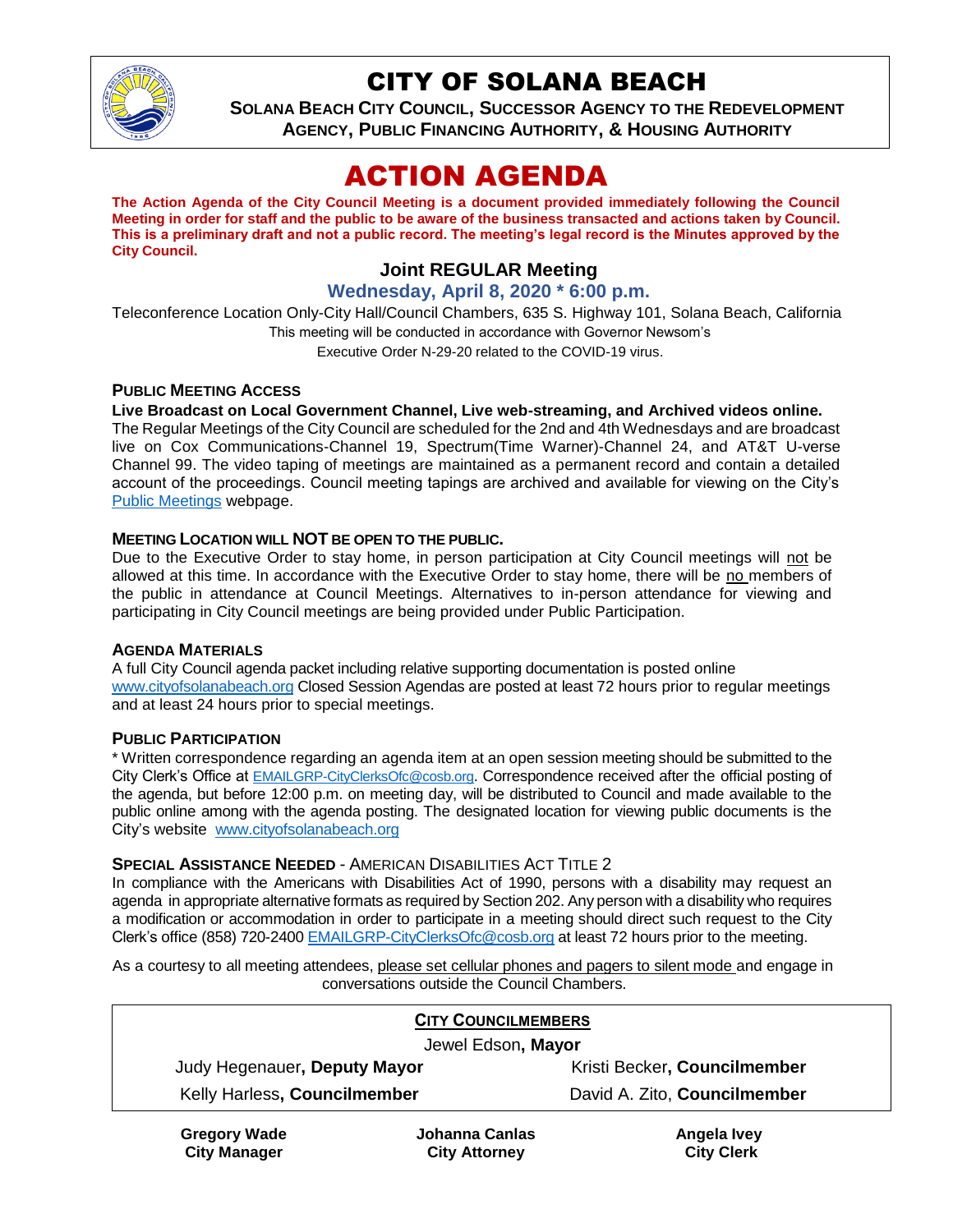# CITY OF SOLANA BEACH

**SOLANA BEACH CITY COUNCIL, SUCCESSOR AGENCY TO THE REDEVELOPMENT AGENCY, PUBLIC FINANCING AUTHORITY, & HOUSING AUTHORITY**

# ACTION AGENDA

**The Action Agenda of the City Council Meeting is a document provided immediately following the Council Meeting in order for staff and the public to be aware of the business transacted and actions taken by Council. This is a preliminary draft and not a public record. The meeting's legal record is the Minutes approved by the City Council.**

## Joint REGULAR Meeting

### Wednesday, April 8, 2020 * 6:00 p.m.

Teleconference Location Only-City Hall/Council Chambers, 635 S. Highway 101, Solana Beach, California
This meeting will be conducted in accordance with Governor Newsom's
Executive Order N-29-20 related to the COVID-19 virus.

#### PUBLIC MEETING ACCESS

**Live Broadcast on Local Government Channel, Live web-streaming, and Archived videos online.**
The Regular Meetings of the City Council are scheduled for the 2nd and 4th Wednesdays and are broadcast live on Cox Communications-Channel 19, Spectrum(Time Warner)-Channel 24, and AT&T U-verse Channel 99. The video taping of meetings are maintained as a permanent record and contain a detailed account of the proceedings. Council meeting tapings are archived and available for viewing on the City's Public Meetings webpage.

#### MEETING LOCATION WILL NOT BE OPEN TO THE PUBLIC.

Due to the Executive Order to stay home, in person participation at City Council meetings will not be allowed at this time. In accordance with the Executive Order to stay home, there will be no members of the public in attendance at Council Meetings. Alternatives to in-person attendance for viewing and participating in City Council meetings are being provided under Public Participation.

#### AGENDA MATERIALS

A full City Council agenda packet including relative supporting documentation is posted online www.cityofsolanabeach.org Closed Session Agendas are posted at least 72 hours prior to regular meetings and at least 24 hours prior to special meetings.

#### PUBLIC PARTICIPATION

* Written correspondence regarding an agenda item at an open session meeting should be submitted to the City Clerk's Office at EMAILGRP-CityClerksOfc@cosb.org. Correspondence received after the official posting of the agenda, but before 12:00 p.m. on meeting day, will be distributed to Council and made available to the public online among with the agenda posting. The designated location for viewing public documents is the City's website www.cityofsolanabeach.org

#### SPECIAL ASSISTANCE NEEDED - AMERICAN DISABILITIES ACT TITLE 2

In compliance with the Americans with Disabilities Act of 1990, persons with a disability may request an agenda in appropriate alternative formats as required by Section 202. Any person with a disability who requires a modification or accommodation in order to participate in a meeting should direct such request to the City Clerk's office (858) 720-2400 EMAILGRP-CityClerksOfc@cosb.org at least 72 hours prior to the meeting.

As a courtesy to all meeting attendees, please set cellular phones and pagers to silent mode and engage in conversations outside the Council Chambers.

**CITY COUNCILMEMBERS**

Jewel Edson, **Mayor**

| | |
|---|---|
| Judy Hegenauer, **Deputy Mayor** | Kristi Becker, **Councilmember** |
| Kelly Harless, **Councilmember** | David A. Zito, **Councilmember** |

| | | |
|---|---|---|
| **Gregory Wade** **City Manager** | **Johanna Canlas** **City Attorney** | **Angela Ivey** **City Clerk** |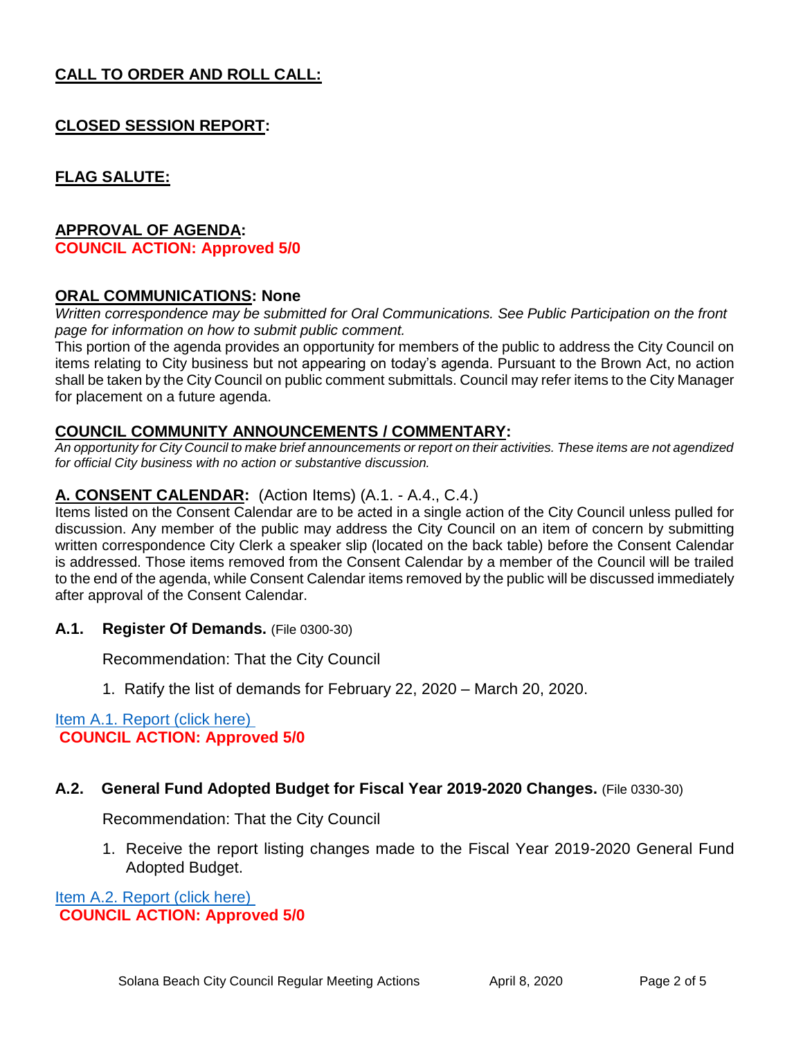## CALL TO ORDER AND ROLL CALL:

## CLOSED SESSION REPORT:

## FLAG SALUTE:

## APPROVAL OF AGENDA:

**COUNCIL ACTION: Approved 5/0**

## ORAL COMMUNICATIONS: None

*Written correspondence may be submitted for Oral Communications. See Public Participation on the front page for information on how to submit public comment.*

This portion of the agenda provides an opportunity for members of the public to address the City Council on items relating to City business but not appearing on today's agenda. Pursuant to the Brown Act, no action shall be taken by the City Council on public comment submittals. Council may refer items to the City Manager for placement on a future agenda.

## COUNCIL COMMUNITY ANNOUNCEMENTS / COMMENTARY:

*An opportunity for City Council to make brief announcements or report on their activities. These items are not agendized for official City business with no action or substantive discussion.*

## A. CONSENT CALENDAR: (Action Items) (A.1. - A.4., C.4.)

Items listed on the Consent Calendar are to be acted in a single action of the City Council unless pulled for discussion. Any member of the public may address the City Council on an item of concern by submitting written correspondence City Clerk a speaker slip (located on the back table) before the Consent Calendar is addressed. Those items removed from the Consent Calendar by a member of the Council will be trailed to the end of the agenda, while Consent Calendar items removed by the public will be discussed immediately after approval of the Consent Calendar.

### A.1. Register Of Demands. (File 0300-30)

Recommendation: That the City Council

1. Ratify the list of demands for February 22, 2020 – March 20, 2020.

Item A.1. Report (click here)

**COUNCIL ACTION: Approved 5/0**

### A.2. General Fund Adopted Budget for Fiscal Year 2019-2020 Changes. (File 0330-30)

Recommendation: That the City Council

1. Receive the report listing changes made to the Fiscal Year 2019-2020 General Fund Adopted Budget.

Item A.2. Report (click here)

**COUNCIL ACTION: Approved 5/0**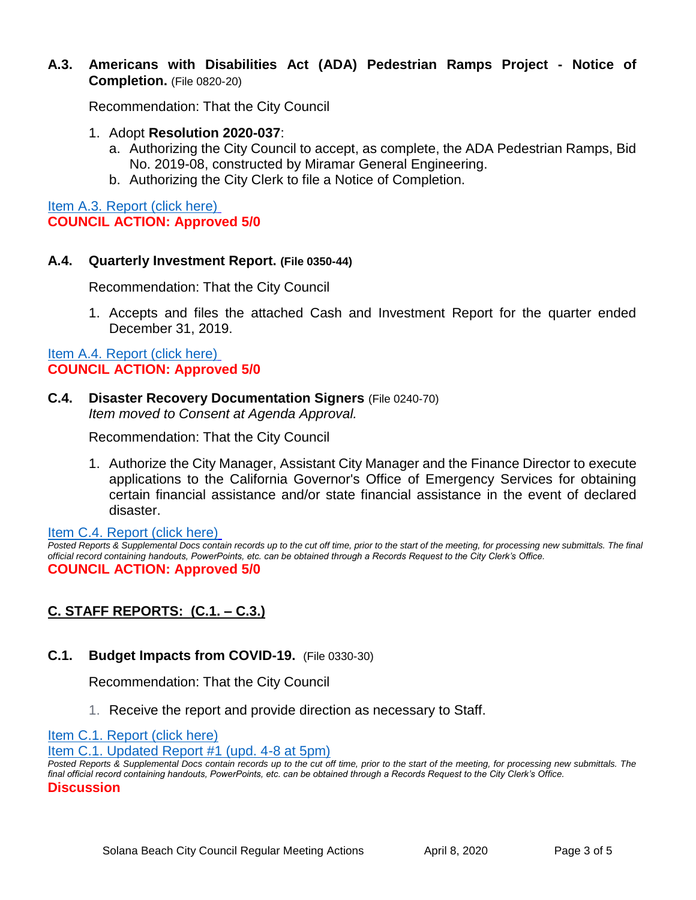### A.3. Americans with Disabilities Act (ADA) Pedestrian Ramps Project - Notice of Completion. (File 0820-20)

Recommendation: That the City Council

1. Adopt **Resolution 2020-037**:
   a. Authorizing the City Council to accept, as complete, the ADA Pedestrian Ramps, Bid No. 2019-08, constructed by Miramar General Engineering.
   b. Authorizing the City Clerk to file a Notice of Completion.

Item A.3. Report (click here)
**COUNCIL ACTION: Approved 5/0**

### A.4. Quarterly Investment Report. (File 0350-44)

Recommendation: That the City Council

1. Accepts and files the attached Cash and Investment Report for the quarter ended December 31, 2019.

Item A.4. Report (click here)
**COUNCIL ACTION: Approved 5/0**

### C.4. Disaster Recovery Documentation Signers (File 0240-70)

*Item moved to Consent at Agenda Approval.*

Recommendation: That the City Council

1. Authorize the City Manager, Assistant City Manager and the Finance Director to execute applications to the California Governor's Office of Emergency Services for obtaining certain financial assistance and/or state financial assistance in the event of declared disaster.

Item C.4. Report (click here)
*Posted Reports & Supplemental Docs contain records up to the cut off time, prior to the start of the meeting, for processing new submittals. The final official record containing handouts, PowerPoints, etc. can be obtained through a Records Request to the City Clerk's Office.*
**COUNCIL ACTION: Approved 5/0**

## C. STAFF REPORTS: (C.1. – C.3.)

### C.1. Budget Impacts from COVID-19. (File 0330-30)

Recommendation: That the City Council

1. Receive the report and provide direction as necessary to Staff.

Item C.1. Report (click here)
Item C.1. Updated Report #1 (upd. 4-8 at 5pm)
*Posted Reports & Supplemental Docs contain records up to the cut off time, prior to the start of the meeting, for processing new submittals. The final official record containing handouts, PowerPoints, etc. can be obtained through a Records Request to the City Clerk's Office.*
**Discussion**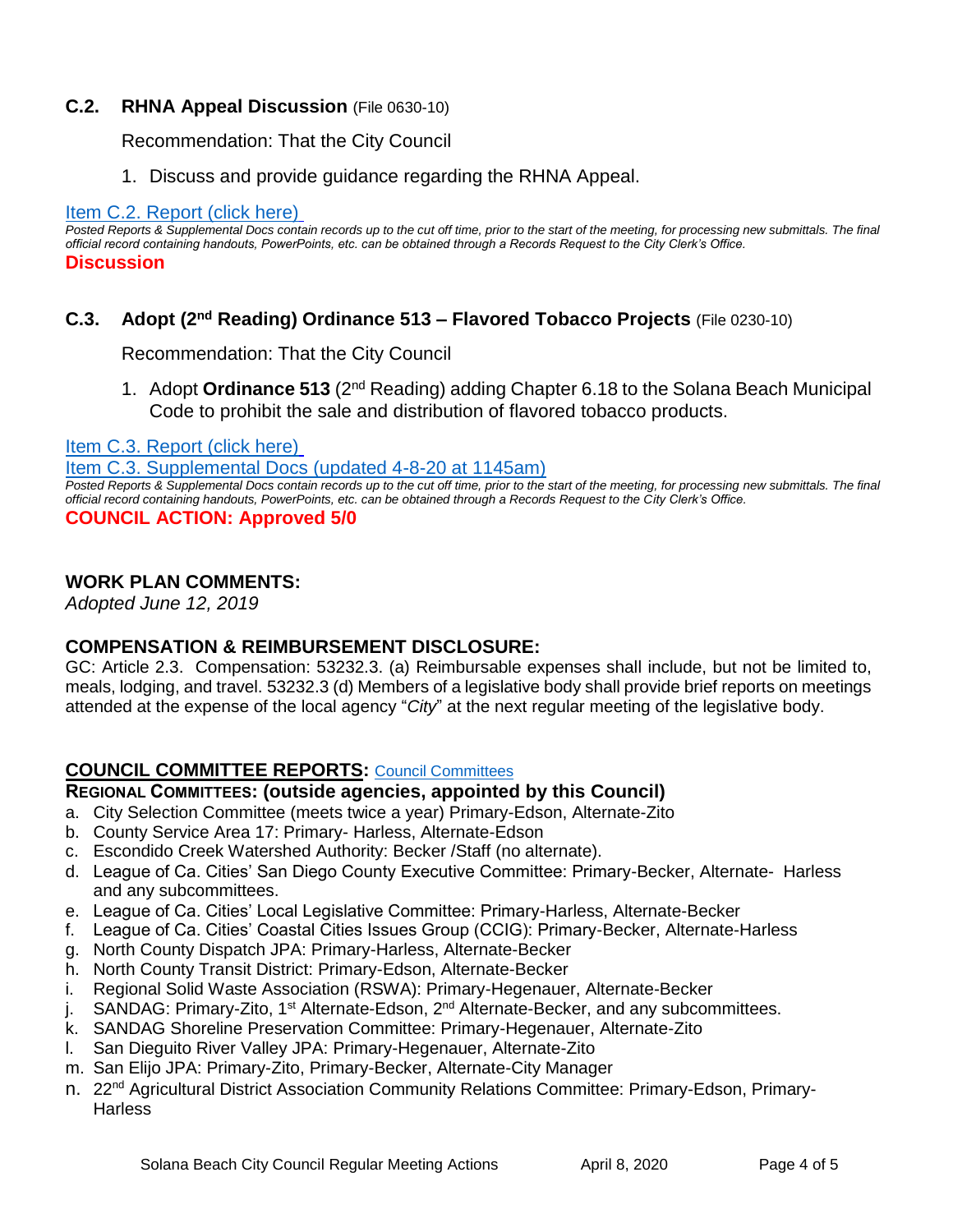### C.2. RHNA Appeal Discussion (File 0630-10)

Recommendation: That the City Council

1. Discuss and provide guidance regarding the RHNA Appeal.

[Item C.2. Report (click here)]

*Posted Reports & Supplemental Docs contain records up to the cut off time, prior to the start of the meeting, for processing new submittals. The final official record containing handouts, PowerPoints, etc. can be obtained through a Records Request to the City Clerk's Office.*

**Discussion**

### C.3. Adopt (2nd Reading) Ordinance 513 – Flavored Tobacco Projects (File 0230-10)

Recommendation: That the City Council

1. Adopt **Ordinance 513** (2nd Reading) adding Chapter 6.18 to the Solana Beach Municipal Code to prohibit the sale and distribution of flavored tobacco products.

[Item C.3. Report (click here)]

[Item C.3. Supplemental Docs (updated 4-8-20 at 1145am)]

*Posted Reports & Supplemental Docs contain records up to the cut off time, prior to the start of the meeting, for processing new submittals. The final official record containing handouts, PowerPoints, etc. can be obtained through a Records Request to the City Clerk's Office.*

**COUNCIL ACTION: Approved 5/0**

## WORK PLAN COMMENTS:

*Adopted June 12, 2019*

## COMPENSATION & REIMBURSEMENT DISCLOSURE:

GC: Article 2.3. Compensation: 53232.3. (a) Reimbursable expenses shall include, but not be limited to, meals, lodging, and travel. 53232.3 (d) Members of a legislative body shall provide brief reports on meetings attended at the expense of the local agency "*City*" at the next regular meeting of the legislative body.

## COUNCIL COMMITTEE REPORTS: [Council Committees]

### REGIONAL COMMITTEES: (outside agencies, appointed by this Council)

a. City Selection Committee (meets twice a year) Primary-Edson, Alternate-Zito
b. County Service Area 17: Primary- Harless, Alternate-Edson
c. Escondido Creek Watershed Authority: Becker /Staff (no alternate).
d. League of Ca. Cities' San Diego County Executive Committee: Primary-Becker, Alternate- Harless and any subcommittees.
e. League of Ca. Cities' Local Legislative Committee: Primary-Harless, Alternate-Becker
f. League of Ca. Cities' Coastal Cities Issues Group (CCIG): Primary-Becker, Alternate-Harless
g. North County Dispatch JPA: Primary-Harless, Alternate-Becker
h. North County Transit District: Primary-Edson, Alternate-Becker
i. Regional Solid Waste Association (RSWA): Primary-Hegenauer, Alternate-Becker
j. SANDAG: Primary-Zito, 1st Alternate-Edson, 2nd Alternate-Becker, and any subcommittees.
k. SANDAG Shoreline Preservation Committee: Primary-Hegenauer, Alternate-Zito
l. San Dieguito River Valley JPA: Primary-Hegenauer, Alternate-Zito
m. San Elijo JPA: Primary-Zito, Primary-Becker, Alternate-City Manager
n. 22nd Agricultural District Association Community Relations Committee: Primary-Edson, Primary-Harless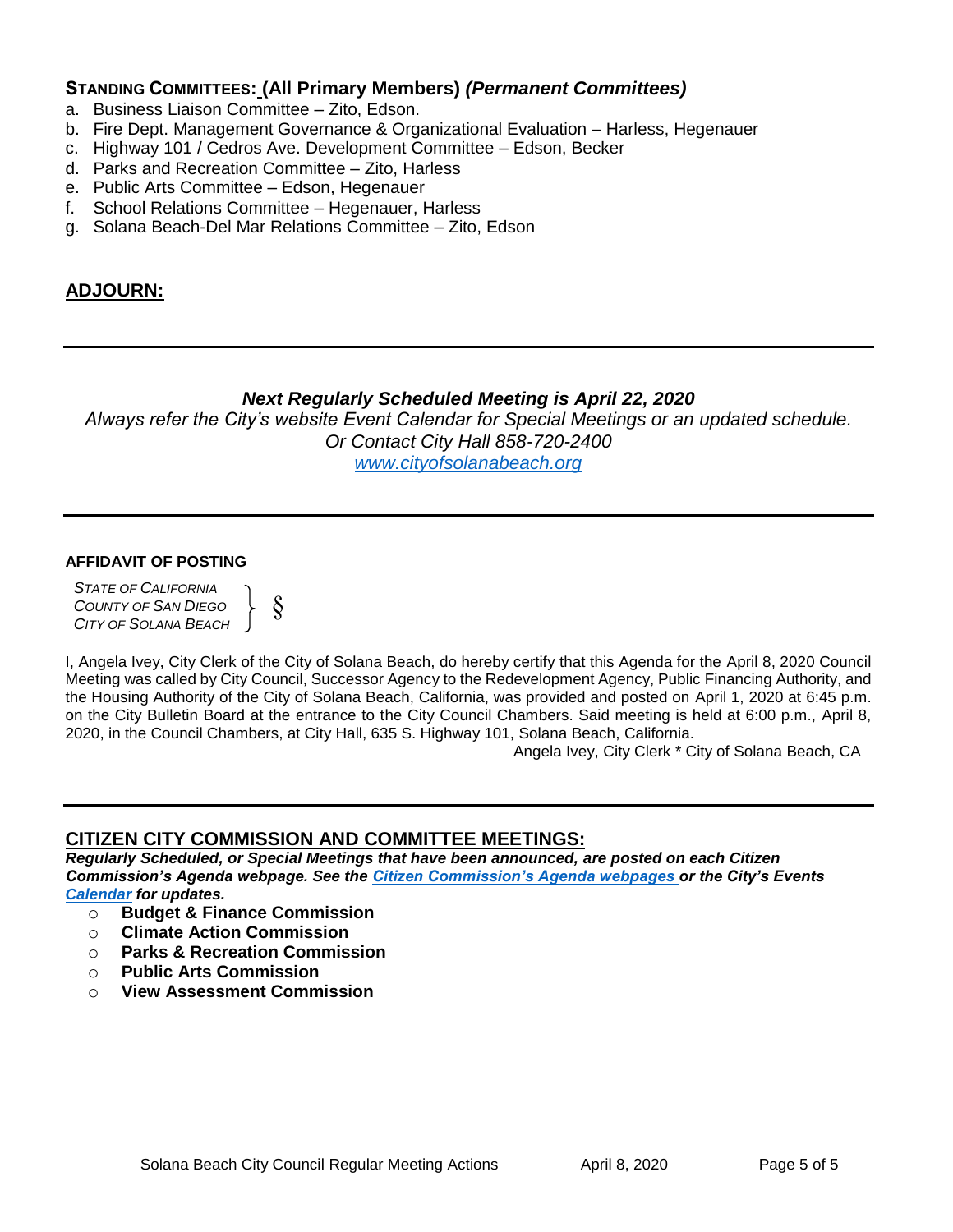### STANDING COMMITTEES: (All Primary Members) *(Permanent Committees)*

a. Business Liaison Committee – Zito, Edson.
b. Fire Dept. Management Governance & Organizational Evaluation – Harless, Hegenauer
c. Highway 101 / Cedros Ave. Development Committee – Edson, Becker
d. Parks and Recreation Committee – Zito, Harless
e. Public Arts Committee – Edson, Hegenauer
f. School Relations Committee – Hegenauer, Harless
g. Solana Beach-Del Mar Relations Committee – Zito, Edson

## ADJOURN:

---

***Next Regularly Scheduled Meeting is April 22, 2020***

*Always refer the City's website Event Calendar for Special Meetings or an updated schedule.*
*Or Contact City Hall 858-720-2400*
*www.cityofsolanabeach.org*

---

**AFFIDAVIT OF POSTING**

*STATE OF CALIFORNIA*
*COUNTY OF SAN DIEGO* §
*CITY OF SOLANA BEACH*

I, Angela Ivey, City Clerk of the City of Solana Beach, do hereby certify that this Agenda for the April 8, 2020 Council Meeting was called by City Council, Successor Agency to the Redevelopment Agency, Public Financing Authority, and the Housing Authority of the City of Solana Beach, California, was provided and posted on April 1, 2020 at 6:45 p.m. on the City Bulletin Board at the entrance to the City Council Chambers. Said meeting is held at 6:00 p.m., April 8, 2020, in the Council Chambers, at City Hall, 635 S. Highway 101, Solana Beach, California.

Angela Ivey, City Clerk * City of Solana Beach, CA

---

## CITIZEN CITY COMMISSION AND COMMITTEE MEETINGS:

***Regularly Scheduled, or Special Meetings that have been announced, are posted on each Citizen Commission's Agenda webpage. See the Citizen Commission's Agenda webpages or the City's Events Calendar for updates.***

- **Budget & Finance Commission**
- **Climate Action Commission**
- **Parks & Recreation Commission**
- **Public Arts Commission**
- **View Assessment Commission**